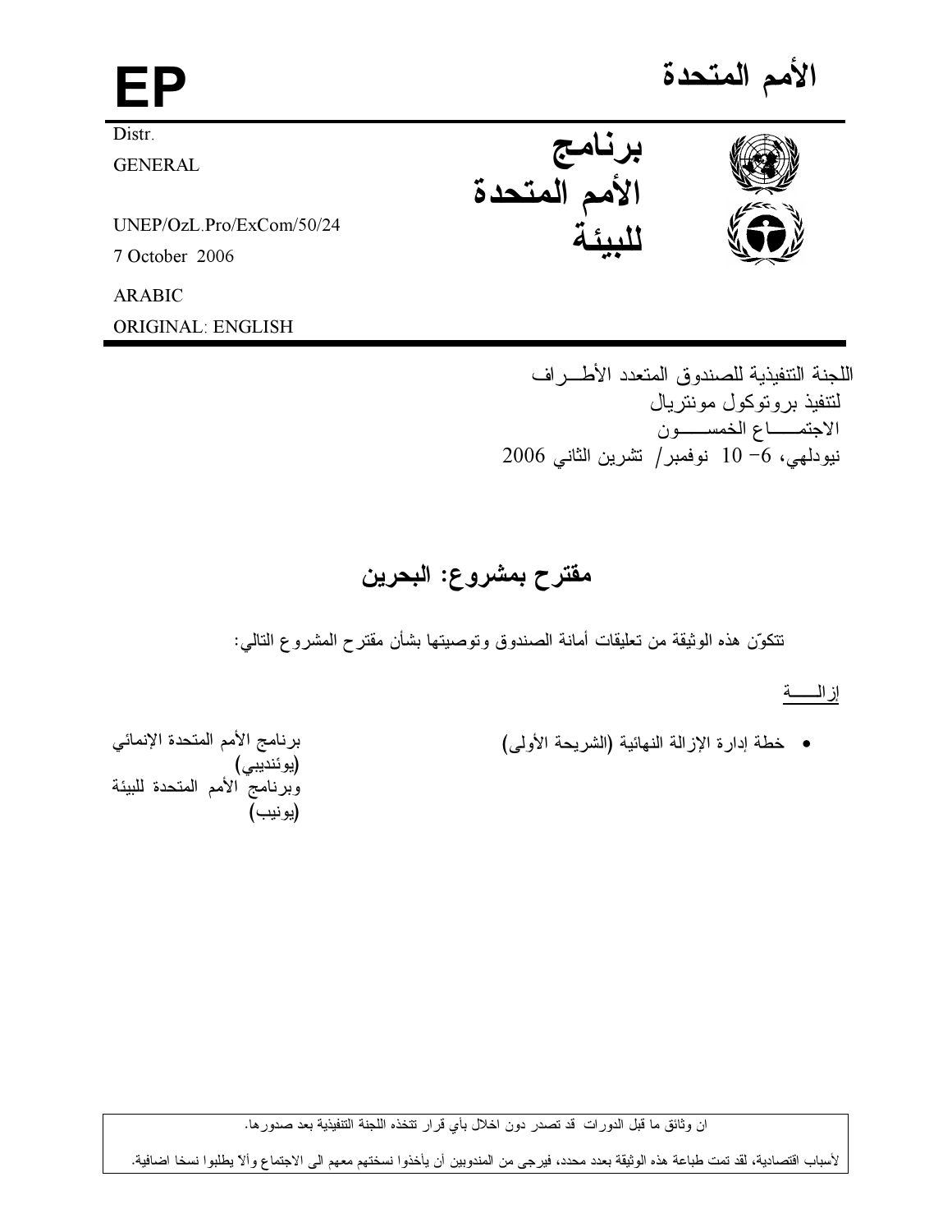# الأمم المتحدة

**EP**

Distr.
GENERAL

UNEP/OzL.Pro/ExCom/50/24
7 October 2006

ARABIC
ORIGINAL: ENGLISH

**برنامج الأمم المتحدة للبيئة**

اللجنة التنفيذية للصندوق المتعدد الأطـراف
لتنفيذ بروتوكول مونتريال
الاجتمـــاع الخمســـون
نيودلهي، 6- 10 نوفمبر/ تشرين الثاني 2006

## مقترح بمشروع: البحرين

تتكوّن هذه الوثيقة من تعليقات أمانة الصندوق وتوصيتها بشأن مقترح المشروع التالي:

إزالـــة

- خطة إدارة الإزالة النهائية (الشريحة الأولى)

برنامج الأمم المتحدة الإنمائي (يوئنديبي) وبرنامج الأمم المتحدة للبيئة (يونيب)

ان وثائق ما قبل الدورات قد تصدر دون اخلال بأي قرار تتخذه اللجنة التنفيذية بعد صدورها.

لأسباب اقتصادية، لقد تمت طباعة هذه الوثيقة بعدد محدد، فيرجى من المندوبين أن يأخذوا نسختهم معهم الى الاجتماع وألاّ يطلبوا نسخا اضافية.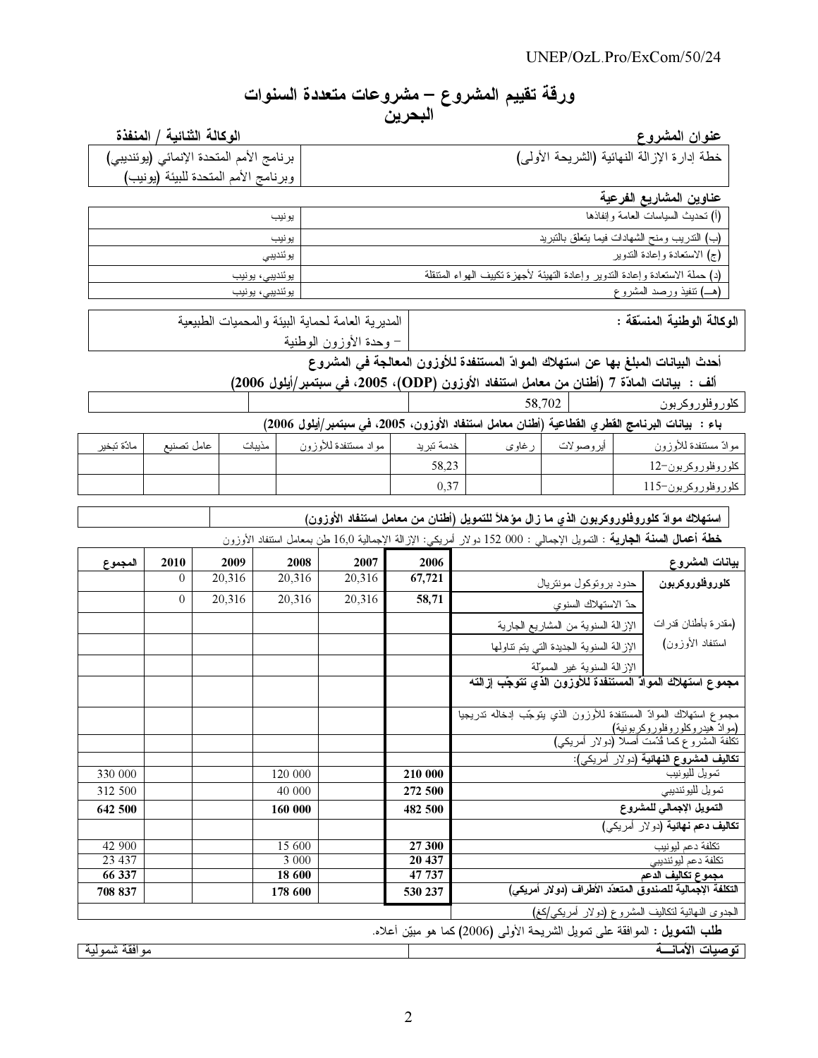# ورقة تقييم المشروع – مشروعات متعددة السنوات
## البحرين

| عنوان المشروع | الوكالة الثنائية / المنفذة |
|---|---|
| خطة إدارة الإزالة النهائية (الشريحة الأولى) | برنامج الأمم المتحدة الإنمائي (يوئنديبي) وبرنامج الأمم المتحدة للبيئة (يونيب) |

**عناوين المشاريع الفرعية**

| | |
|---|---|
| (أ) تحديث السياسات العامة وإنفاذها | يونيب |
| (ب) التدريب ومنح الشهادات فيما يتعلق بالتبريد | يونيب |
| (ج) الاستعادة وإعادة التدوير | يوئنديبي |
| (د) حملة الاستعادة وإعادة التدوير وإعادة التهيئة لأجهزة تكييف الهواء المتنقلة | يوئنديبي، يونيب |
| (هـ) تنفيذ ورصد المشروع | يوئنديبي، يونيب |

| **الوكالة الوطنية المنسّقة :** | المديرية العامة لحماية البيئة والمحميات الطبيعية – وحدة الأوزون الوطنية |
|---|---|

**أحدث البيانات المبلغ بها عن استهلاك الموادّ المستنفدة للأوزون المعالجة في المشروع**

**ألف : بيانات المادّة 7 (أطنان من معامل استنفاد الأوزون (ODP)، 2005، في سبتمبر/أيلول 2006)**

| | | | |
|---|---|---|---|
| كلوروفلوروكربون | 58,702 | | |

**باء : بيانات البرنامج القطري القطاعية (أطنان معامل استنفاد الأوزون، 2005، في سبتمبر/أيلول 2006)**

| موادّ مستنفدة للأوزون | أيروصولات | رغاوى | خدمة تبريد | مواد مستنفدة للأوزون | مذيبات | عامل تصنيع | مادّة تبخير |
|---|---|---|---|---|---|---|---|
| كلوروفلوروكربون-12 | | | 58,23 | | | | |
| كلوروفلوروكربون-115 | | | 0,37 | | | | |

| **استهلاك موادّ كلوروفلوروكربون الذي ما زال مؤهلاً للتمويل (أطنان من معامل استنفاد الأوزون)** | |
|---|---|

**خطة أعمال السنة الجارية** : التمويل الإجمالي : 000 152 دولار أمريكي: الإزالة الإجمالية 16,0 طن بمعامل استنفاد الأوزون

| **بيانات المشروع** | | 2006 | 2007 | 2008 | 2009 | 2010 | المجموع |
|---|---|---|---|---|---|---|---|
| **كلوروفلوروكربون** | حدود بروتوكول مونتريال | **67,721** | 20,316 | 20,316 | 20,316 | 0 | |
| | حدّ الاستهلاك السنوي | **58,71** | 20,316 | 20,316 | 20,316 | 0 | |
| (مقدرة بأطنان قدرات استنفاد الأوزون) | الإزالة السنوية من المشاريع الجارية | | | | | | |
| | الإزالة السنوية الجديدة التي يتم تناولها | | | | | | |
| | الإزالة السنوية غير المموّلة | | | | | | |
| **مجموع استهلاك الموادّ المستنفدة للأوزون الذي تتوجّب إزالته** | | | | | | | |
| مجموع استهلاك الموادّ المستنفدة للأوزون الذي يتوجّب إدخاله تدريجيا (موادّ هيدروكلوروفلوروكربونية) | | | | | | | |
| تكلفة المشروع كما قدّمت أصلاً (دولار أمريكي) | | | | | | | |
| **تكاليف المشروع النهائية** (دولار أمريكي): | | | | | | | |
| تمويل لليونيب | | **210 000** | | 120 000 | | | 330 000 |
| تمويل لليوئنديبي | | **272 500** | | 40 000 | | | 312 500 |
| **التمويل الإجمالي للمشروع** | | **482 500** | | **160 000** | | | **642 500** |
| **تكاليف دعم نهائية** (دولار أمريكي) | | | | | | | |
| تكلفة دعم ليونيب | | **27 300** | | 15 600 | | | 42 900 |
| تكلفة دعم ليوئنديبي | | **20 437** | | 3 000 | | | 23 437 |
| **مجموع تكاليف الدعم** | | **47 737** | | **18 600** | | | **66 337** |
| **التكلفة الإجمالية للصندوق المتعدّد الأطراف (دولار أمريكي)** | | **530 237** | | **178 600** | | | **708 837** |
| الجدوى النهائية لتكاليف المشروع (دولار أمريكي/كغ) | | | | | | | |

**طلب التمويل :** الموافقة على تمويل الشريحة الأولى (2006) كما هو مبيّن أعلاه.

| **توصيات الأمانـــة** | موافقة شمولية |
|---|---|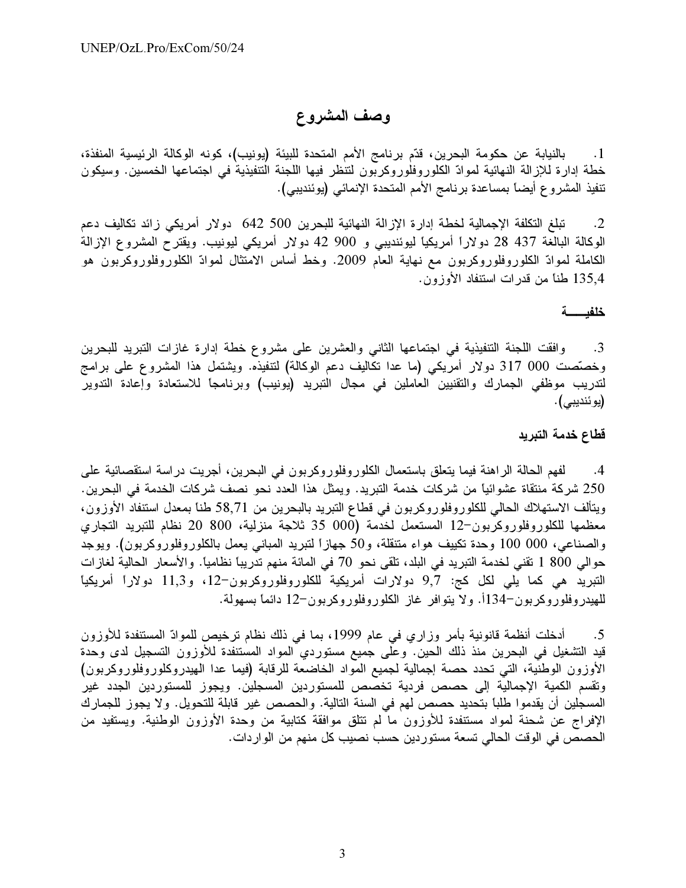## وصف المشروع

1. بالنيابة عن حكومة البحرين، قدّم برنامج الأمم المتحدة للبيئة (يونيب)، كونه الوكالة الرئيسية المنفذة، خطة إدارة للإزالة النهائية لموادّ الكلوروفلوروكربون لتنظر فيها اللجنة التنفيذية في اجتماعها الخمسين. وسيكون تنفيذ المشروع أيضاً بمساعدة برنامج الأمم المتحدة الإنمائي (يوئنديبي).

2. تبلغ التكلفة الإجمالية لخطة إدارة الإزالة النهائية للبحرين 500 642 دولار أمريكي زائد تكاليف دعم الوكالة البالغة 437 28 دولاراً أمريكياً ليوئنديبي و 900 42 دولار أمريكي ليونيب. ويقترح المشروع الإزالة الكاملة لموادّ الكلوروفلوروكربون مع نهاية العام 2009. وخط أساس الامتثال لموادّ الكلوروفلوروكربون هو 135,4 طناً من قدرات استنفاد الأوزون.

### خلفيـــــة

3. وافقت اللجنة التنفيذية في اجتماعها الثاني والعشرين على مشروع خطة إدارة غازات التبريد للبحرين وخصّصت 000 317 دولار أمريكي (ما عدا تكاليف دعم الوكالة) لتنفيذه. ويشتمل هذا المشروع على برامج لتدريب موظفي الجمارك والتقنيين العاملين في مجال التبريد (يونيب) وبرنامجاً للاستعادة وإعادة التدوير (يوئنديبي).

### قطاع خدمة التبريد

4. لفهم الحالة الراهنة فيما يتعلق باستعمال الكلوروفلوروكربون في البحرين، أجريت دراسة استقصائية على 250 شركة منتقاة عشوائياً من شركات خدمة التبريد. ويمثل هذا العدد نحو نصف شركات الخدمة في البحرين. ويتألف الاستهلاك الحالي للكلوروفلوروكربون في قطاع التبريد بالبحرين من 58,71 طناً بمعدل استنفاد الأوزون، معظمها للكلوروفلوروكربون-12 المستعمل لخدمة (000 35 ثلاجة منزلية، 800 20 نظام للتبريد التجاري والصناعي، 000 100 وحدة تكييف هواء متنقلة، و50 جهازاً لتبريد المباني يعمل بالكلوروفلوروكربون). ويوجد حوالي 800 1 تقني لخدمة التبريد في البلد، تلقى نحو 70 في المائة منهم تدريباً نظامياً. والأسعار الحالية لغازات التبريد هي كما يلي لكل كج: 9,7 دولارات أمريكية للكلوروفلوروكربون-12، و11,3 دولاراً أمريكياً للهيدروفلوروكربون-134أ. ولا يتوافر غاز الكلوروفلوروكربون-12 دائماً بسهولة.

5. أدخلت أنظمة قانونية بأمر وزاري في عام 1999، بما في ذلك نظام ترخيص للموادّ المستنفدة للأوزون قيد التشغيل في البحرين منذ ذلك الحين. وعلى جميع مستوردي المواد المستنفدة للأوزون التسجيل لدى وحدة الأوزون الوطنية، التي تحدد حصة إجمالية لجميع المواد الخاضعة للرقابة (فيما عدا الهيدروكلوروفلوروكربون) وتقسم الكمية الإجمالية إلى حصص فردية تخصص للمستوردين المسجلين. ويجوز للمستوردين الجدد غير المسجلين أن يقدموا طلباً بتحديد حصص لهم في السنة التالية. والحصص غير قابلة للتحويل. ولا يجوز للجمارك الإفراج عن شحنة لمواد مستنفدة للأوزون ما لم تتلق موافقة كتابية من وحدة الأوزون الوطنية. ويستفيد من الحصص في الوقت الحالي تسعة مستوردين حسب نصيب كل منهم من الواردات.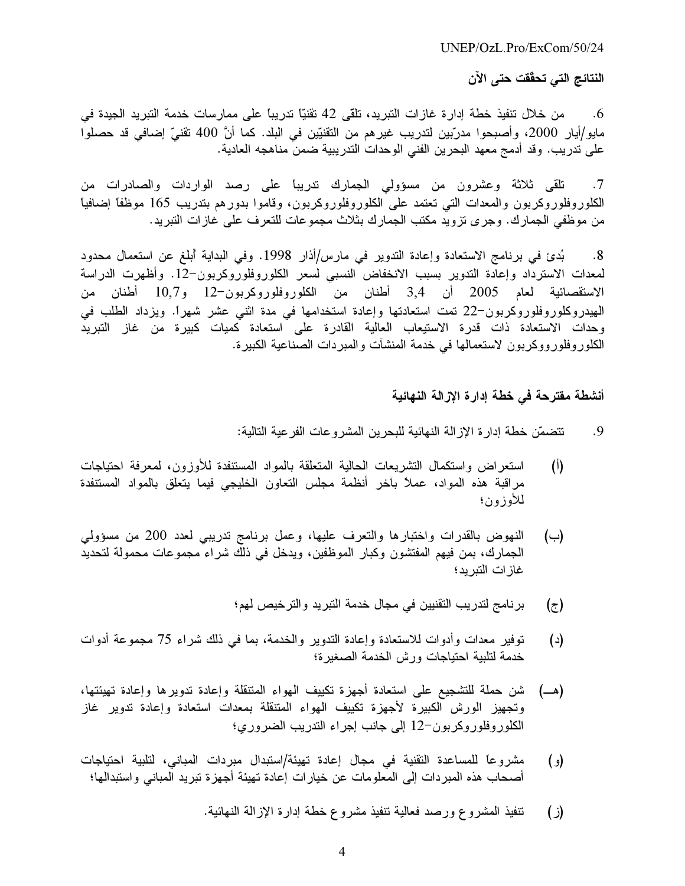**النتائج التي تحقّقت حتى الآن**

6. من خلال تنفيذ خطة إدارة غازات التبريد، تلقّى 42 تقنيّا تدريباً على ممارسات خدمة التبريد الجيدة في مايو/أيار 2000، وأصبحوا مدرّبين لتدريب غيرهم من التقنيّين في البلد. كما أنَّ 400 تقنيّ إضافي قد حصلوا على تدريب. وقد أدمج معهد البحرين الفني الوحدات التدريبية ضمن مناهجه العادية.

7. تلقى ثلاثة وعشرون من مسؤولي الجمارك تدريباً على رصد الواردات والصادرات من الكلوروفلوروكربون والمعدات التي تعتمد على الكلوروفلوروكربون، وقاموا بدورهم بتدريب 165 موظفاً إضافياً من موظفي الجمارك. وجرى تزويد مكتب الجمارك بثلاث مجموعات للتعرف على غازات التبريد.

8. بُدئ في برنامج الاستعادة وإعادة التدوير في مارس/أذار 1998. وفي البداية أُبلغ عن استعمال محدود لمعدات الاسترداد وإعادة التدوير بسبب الانخفاض النسبي لسعر الكلوروفلوروكربون-12. وأظهرت الدراسة الاستقصائية لعام 2005 أن 3,4 أطنان من الكلوروفلوروكربون-12 و10,7 أطنان من الهيدروكلوروفلوروكربون-22 تمت استعادتها وإعادة استخدامها في مدة اثني عشر شهراً. ويزداد الطلب في وحدات الاستعادة ذات قدرة الاستيعاب العالية القادرة على استعادة كميات كبيرة من غاز التبريد الكلوروفلورووكربون لاستعمالها في خدمة المنشآت والمبردات الصناعية الكبيرة.

**أنشطة مقترحة في خطة إدارة الإزالة النهائية**

9. تتضمّن خطة إدارة الإزالة النهائية للبحرين المشروعات الفرعية التالية:

(أ) استعراض واستكمال التشريعات الحالية المتعلقة بالمواد المستنفدة للأوزون، لمعرفة احتياجات مراقبة هذه المواد، عملاً بآخر أنظمة مجلس التعاون الخليجي فيما يتعلق بالمواد المستنفدة للأوزون؛

(ب) النهوض بالقدرات واختبارها والتعرف عليها، وعمل برنامج تدريبي لعدد 200 من مسؤولي الجمارك، بمن فيهم المفتشون وكبار الموظفين، ويدخل في ذلك شراء مجموعات محمولة لتحديد غازات التبريد؛

(ج) برنامج لتدريب التقنيين في مجال خدمة التبريد والترخيص لهم؛

(د) توفير معدات وأدوات للاستعادة وإعادة التدوير والخدمة، بما في ذلك شراء 75 مجموعة أدوات خدمة لتلبية احتياجات ورش الخدمة الصغيرة؛

(هـ) شن حملة للتشجيع على استعادة أجهزة تكييف الهواء المتنقلة وإعادة تدويرها وإعادة تهيئتها، وتجهيز الورش الكبيرة لأجهزة تكييف الهواء المتنقلة بمعدات استعادة وإعادة تدوير غاز الكلوروفلوروكربون-12 إلى جانب إجراء التدريب الضروري؛

(و) مشروعاً للمساعدة التقنية في مجال إعادة تهيئة/استبدال مبردات المباني، لتلبية احتياجات أصحاب هذه المبردات إلى المعلومات عن خيارات إعادة تهيئة أجهزة تبريد المباني واستبدالها؛

(ز) تنفيذ المشروع ورصد فعالية تنفيذ مشروع خطة إدارة الإزالة النهائية.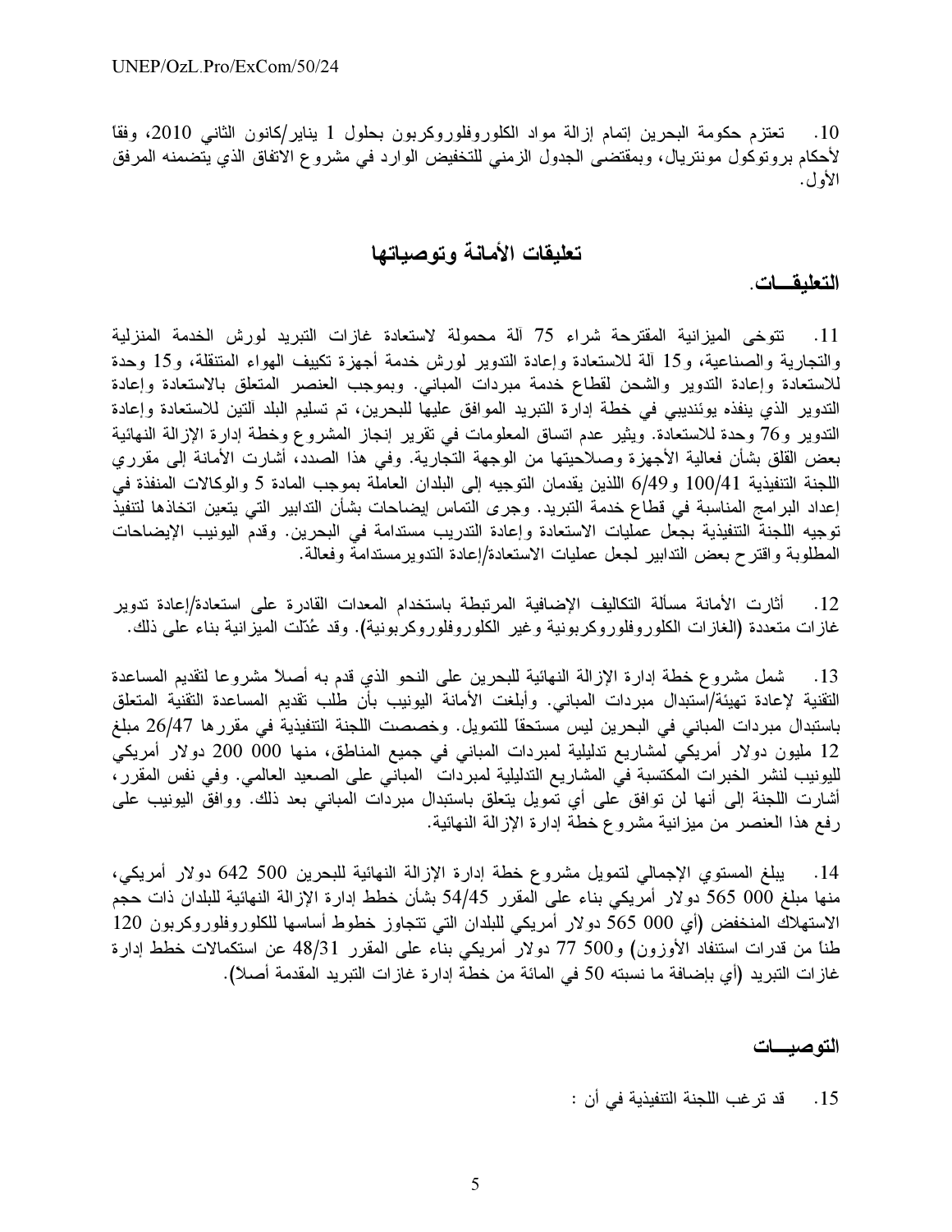10. تعتزم حكومة البحرين إتمام إزالة مواد الكلوروفلوروكربون بحلول 1 يناير/كانون الثاني 2010، وفقاً لأحكام بروتوكول مونتريال، وبمقتضى الجدول الزمني للتخفيض الوارد في مشروع الاتفاق الذي يتضمنه المرفق الأول.

## تعليقات الأمانة وتوصياتها

### التعليقـــات.

11. تتوخى الميزانية المقترحة شراء 75 آلة محمولة لاستعادة غازات التبريد لورش الخدمة المنزلية والتجارية والصناعية، و15 آلة للاستعادة وإعادة التدوير لورش خدمة أجهزة تكييف الهواء المتنقلة، و15 وحدة للاستعادة وإعادة التدوير والشحن لقطاع خدمة مبردات المباني. وبموجب العنصر المتعلق بالاستعادة وإعادة التدوير الذي ينفذه يوئنديبي في خطة إدارة التبريد الموافق عليها للبحرين، تم تسليم البلد آلتين للاستعادة وإعادة التدوير و76 وحدة للاستعادة. ويثير عدم اتساق المعلومات في تقرير إنجاز المشروع وخطة إدارة الإزالة النهائية بعض القلق بشأن فعالية الأجهزة وصلاحيتها من الوجهة التجارية. وفي هذا الصدد، أشارت الأمانة إلى مقرري اللجنة التنفيذية 100/41 و6/49 اللذين يقدمان التوجيه إلى البلدان العاملة بموجب المادة 5 والوكالات المنفذة في إعداد البرامج المناسبة في قطاع خدمة التبريد. وجرى التماس إيضاحات بشأن التدابير التي يتعين اتخاذها لتنفيذ توجيه اللجنة التنفيذية بجعل عمليات الاستعادة وإعادة التدريب مستدامة في البحرين. وقدم اليونيب الإيضاحات المطلوبة واقترح بعض التدابير لجعل عمليات الاستعادة/إعادة التدويرمستدامة وفعالة.

12. أثارت الأمانة مسألة التكاليف الإضافية المرتبطة باستخدام المعدات القادرة على استعادة/إعادة تدوير غازات متعددة (الغازات الكلوروفلوروكربونية وغير الكلوروفلوروكربونية). وقد عُدّلت الميزانية بناء على ذلك.

13. شمل مشروع خطة إدارة الإزالة النهائية للبحرين على النحو الذي قدم به أصلاً مشروعا لتقديم المساعدة التقنية لإعادة تهيئة/استبدال مبردات المباني. وأبلغت الأمانة اليونيب بأن طلب تقديم المساعدة التقنية المتعلق باستبدال مبردات المباني في البحرين ليس مستحقاً للتمويل. وخصصت اللجنة التنفيذية في مقررها 26/47 مبلغ 12 مليون دولار أمريكي لمشاريع تدليلية لمبردات المباني في جميع المناطق، منها 000 200 دولار أمريكي لليونيب لنشر الخبرات المكتسبة في المشاريع التدليلية لمبردات المباني على الصعيد العالمي. وفي نفس المقرر، أشارت اللجنة إلى أنها لن توافق على أي تمويل يتعلق باستبدال مبردات المباني بعد ذلك. ووافق اليونيب على رفع هذا العنصر من ميزانية مشروع خطة إدارة الإزالة النهائية.

14. يبلغ المستوي الإجمالي لتمويل مشروع خطة إدارة الإزالة النهائية للبحرين 500 642 دولار أمريكي، منها مبلغ 000 565 دولار أمريكي بناء على المقرر 54/45 بشأن خطط إدارة الإزالة النهائية للبلدان ذات حجم الاستهلاك المنخفض (أي 000 565 دولار أمريكي للبلدان التي تتجاوز خطوط أساسها للكلوروفلوروكربون 120 طناً من قدرات استنفاد الأوزون) و500 77 دولار أمريكي بناء على المقرر 48/31 عن استكمالات خطط إدارة غازات التبريد (أي بإضافة ما نسبته 50 في المائة من خطة إدارة غازات التبريد المقدمة أصلاً).

### التوصيـــات

15. قد ترغب اللجنة التنفيذية في أن :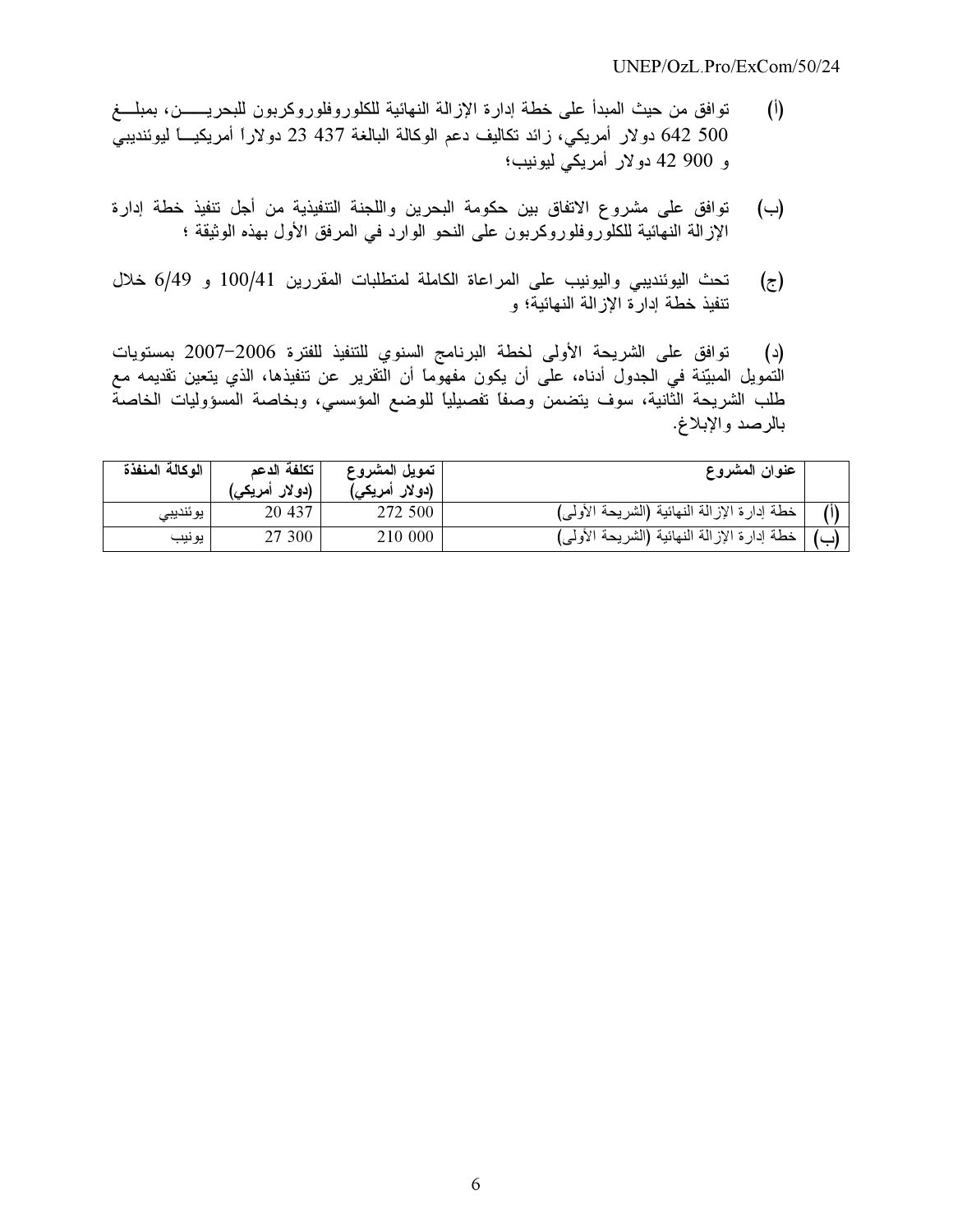(أ) توافق من حيث المبدأ على خطة إدارة الإزالة النهائية للكلوروفلوروكربون للبحرين، بمبلغ 500 642 دولار أمريكي، زائد تكاليف دعم الوكالة البالغة 437 23 دولاراً أمريكياً ليوئنديبي و 900 42 دولار أمريكي ليونيب؛

(ب) توافق على مشروع الاتفاق بين حكومة البحرين واللجنة التنفيذية من أجل تنفيذ خطة إدارة الإزالة النهائية للكلوروفلوروكربون على النحو الوارد في المرفق الأول بهذه الوثيقة ؛

(ج) تحث اليوئنديبي واليونيب على المراعاة الكاملة لمتطلبات المقررين 100/41 و 6/49 خلال تنفيذ خطة إدارة الإزالة النهائية؛ و

(د) توافق على الشريحة الأولى لخطة البرنامج السنوي للتنفيذ للفترة 2006–2007 بمستويات التمويل المبيّنة في الجدول أدناه، على أن يكون مفهوماً أن التقرير عن تنفيذها، الذي يتعين تقديمه مع طلب الشريحة الثانية، سوف يتضمن وصفاً تفصيلياً للوضع المؤسسي، وبخاصة المسؤوليات الخاصة بالرصد والإبلاغ.

| | عنوان المشروع | تمويل المشروع (دولار أمريكي) | تكلفة الدعم (دولار أمريكي) | الوكالة المنفذة |
|---|---|---|---|---|
| (أ) | خطة إدارة الإزالة النهائية (الشريحة الأولى) | 272 500 | 20 437 | يوئنديبي |
| (ب) | خطة إدارة الإزالة النهائية (الشريحة الأولى) | 210 000 | 27 300 | يونيب |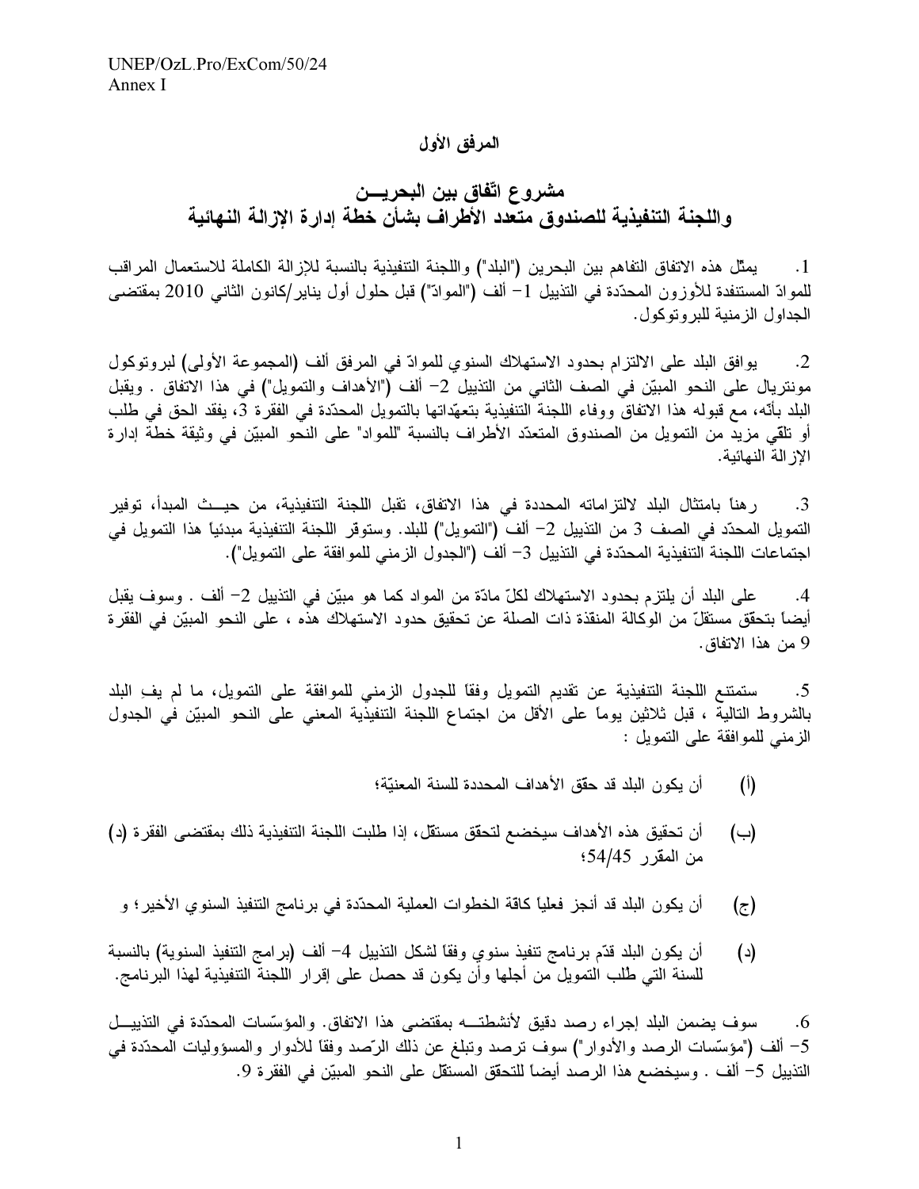**المرفق الأول**

## مشروع اتّفاق بين البحريـــن
## واللجنة التنفيذية للصندوق متعدد الأطراف بشأن خطة إدارة الإزالة النهائية

1. يمثّل هذه الاتفاق التفاهم بين البحرين ("البلد") واللجنة التنفيذية بالنسبة للإزالة الكاملة للاستعمال المراقب للموادّ المستنفدة للأوزون المحدّدة في التذييل 1- ألف ("الموادّ") قبل حلول أول يناير/كانون الثاني 2010 بمقتضى الجداول الزمنية للبروتوكول.

2. يوافق البلد على الالتزام بحدود الاستهلاك السنوي للموادّ في المرفق ألف (المجموعة الأولى) لبروتوكول مونتريال على النحو المبيّن في الصف الثاني من التذييل 2- ألف ("الأهداف والتمويل") في هذا الاتفاق . ويقبل البلد بأنّه، مع قبوله هذا الاتفاق ووفاء اللجنة التنفيذية بتعهّداتها بالتمويل المحدّدة في الفقرة 3، يفقد الحق في طلب أو تلقّي مزيد من التمويل من الصندوق المتعدّد الأطراف بالنسبة "للمواد" على النحو المبيّن في وثيقة خطة إدارة الإزالة النهائية.

3. رهناً بامتثال البلد لالتزاماته المحددة في هذا الاتفاق، تقبل اللجنة التنفيذية، من حيــث المبدأ، توفير التمويل المحدّد في الصف 3 من التذييل 2- ألف ("التمويل") للبلد. وستوفر اللجنة التنفيذية مبدئياً هذا التمويل في اجتماعات اللجنة التنفيذية المحدّدة في التذييل 3- ألف ("الجدول الزمني للموافقة على التمويل").

4. على البلد أن يلتزم بحدود الاستهلاك لكلّ مادّة من المواد كما هو مبيّن في التذييل 2- ألف . وسوف يقبل أيضاً بتحقّق مستقلّ من الوكالة المنفذة ذات الصلة عن تحقيق حدود الاستهلاك هذه ، على النحو المبيّن في الفقرة 9 من هذا الاتفاق.

5. ستمتنع اللجنة التنفيذية عن تقديم التمويل وفقا للجدول الزمني للموافقة على التمويل، ما لم يفِ البلد بالشروط التالية ، قبل ثلاثين يوماً على الأقل من اجتماع اللجنة التنفيذية المعني على النحو المبيّن في الجدول الزمني للموافقة على التمويل :

(أ) أن يكون البلد قد حقّق الأهداف المحددة للسنة المعنيّة؛

(ب) أن تحقيق هذه الأهداف سيخضع لتحقق مستقل، إذا طلبت اللجنة التنفيذية ذلك بمقتضى الفقرة (د) من المقرّر 54/45؛

(ج) أن يكون البلد قد أنجز فعلياً كافّة الخطوات العملية المحدّدة في برنامج التنفيذ السنوي الأخير؛ و

(د) أن يكون البلد قدّم برنامج تنفيذ سنوي وفقاً لشكل التذييل 4- ألف (برامج التنفيذ السنوية) بالنسبة للسنة التي طلب التمويل من أجلها وأن يكون قد حصل على إقرار اللجنة التنفيذية لهذا البرنامج.

6. سوف يضمن البلد إجراء رصد دقيق لأنشطتـــه بمقتضى هذا الاتفاق. والمؤسّسات المحدّدة في التذييـــل 5- ألف ("مؤسّسات الرصد والأدوار") سوف ترصد وتبلغ عن ذلك الرّصد وفقاً للأدوار والمسؤوليات المحدّدة في التذييل 5- ألف . وسيخضع هذا الرصد أيضاً للتحقق المستقل على النحو المبيّن في الفقرة 9.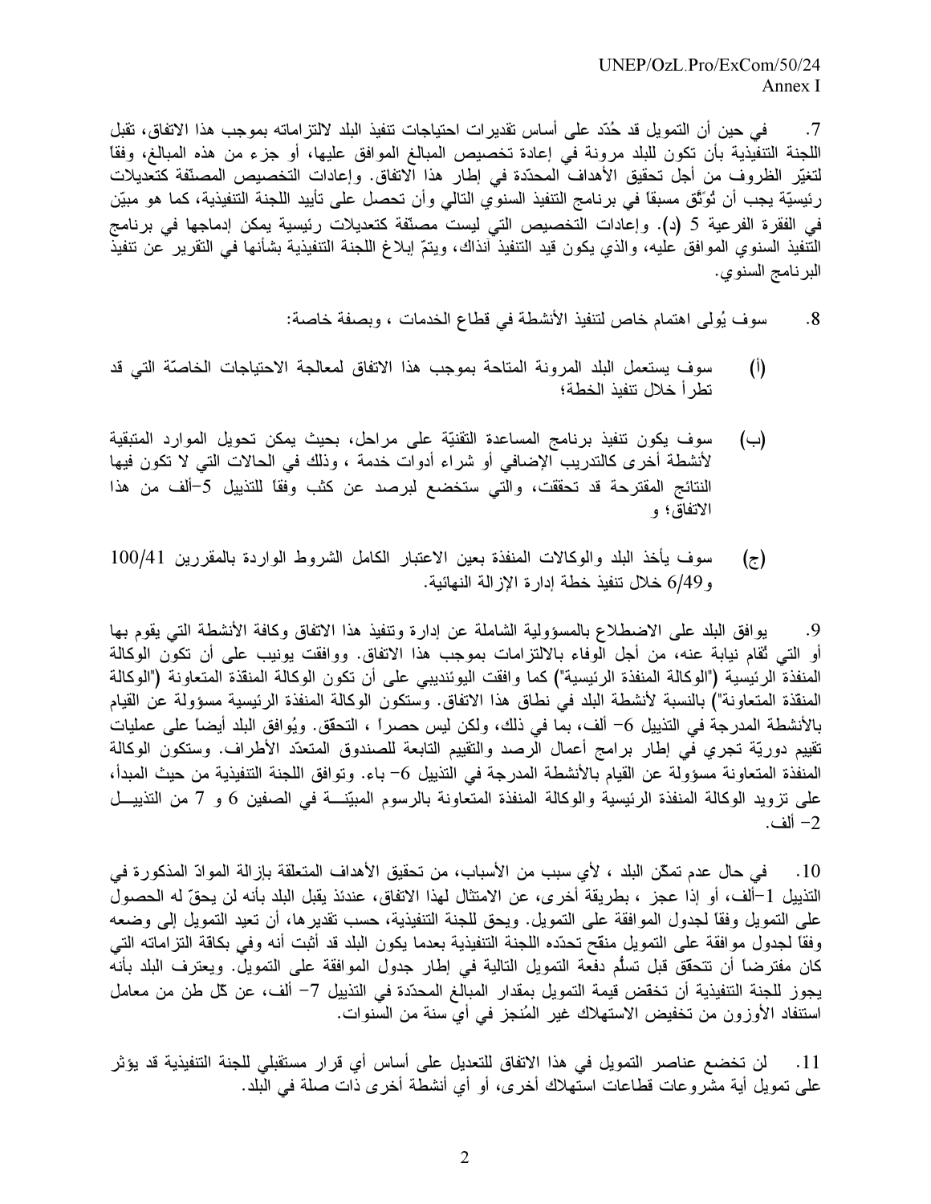7. في حين أن التمويل قد حُدّد على أساس تقديرات احتياجات تنفيذ البلد لالتزاماته بموجب هذا الاتفاق، تقبل اللجنة التنفيذية بأن تكون للبلد مرونة في إعادة تخصيص المبالغ الموافق عليها، أو جزء من هذه المبالغ، وفقاً لتغيّر الظروف من أجل تحقيق الأهداف المحدّدة في إطار هذا الاتفاق. وإعادات التخصيص المصنّفة كتعديلات رئيسيّة يجب أن تُوثَّق مسبقاً في برنامج التنفيذ السنوي التالي وأن تحصل على تأييد اللجنة التنفيذية، كما هو مبيّن في الفقرة الفرعية 5 (د). وإعادات التخصيص التي ليست مصنّفة كتعديلات رئيسية يمكن إدماجها في برنامج التنفيذ السنوي الموافق عليه، والذي يكون قيد التنفيذ آنذاك، ويتمّ إبلاغ اللجنة التنفيذية بشأنها في التقرير عن تنفيذ البرنامج السنوي.

8. سوف يُولى اهتمام خاص لتنفيذ الأنشطة في قطاع الخدمات ، وبصفة خاصة:

(أ) سوف يستعمل البلد المرونة المتاحة بموجب هذا الاتفاق لمعالجة الاحتياجات الخاصّة التي قد تطرأ خلال تنفيذ الخطة؛

(ب) سوف يكون تنفيذ برنامج المساعدة التقنيّة على مراحل، بحيث يمكن تحويل الموارد المتبقية لأنشطة أخرى كالتدريب الإضافي أو شراء أدوات خدمة ، وذلك في الحالات التي لا تكون فيها النتائج المقترحة قد تحققت، والتي ستخضع لبرصد عن كثب وفقاً للتذييل 5–ألف من هذا الاتفاق؛ و

(ج) سوف يأخذ البلد والوكالات المنفذة بعين الاعتبار الكامل الشروط الواردة بالمقررين 100/41 و6/49 خلال تنفيذ خطة إدارة الإزالة النهائية.

9. يوافق البلد على الاضطلاع بالمسؤولية الشاملة عن إدارة وتنفيذ هذا الاتفاق وكافة الأنشطة التي يقوم بها أو التي تُقام نيابة عنه، من أجل الوفاء بالالتزامات بموجب هذا الاتفاق. ووافقت يونيب على أن تكون الوكالة المنفذة الرئيسية ("الوكالة المنفذة الرئيسية") كما وافقت اليوئنديبي على أن تكون الوكالة المنفذة المتعاونة ("الوكالة المنفذة المتعاونة") بالنسبة لأنشطة البلد في نطاق هذا الاتفاق. وستكون الوكالة المنفذة الرئيسية مسؤولة عن القيام بالأنشطة المدرجة في التذييل 6– ألف، بما في ذلك، ولكن ليس حصراً ، التحقق. ويُوافق البلد أيضاً على عمليات تقييم دوريّة تجري في إطار برامج أعمال الرصد والتقييم التابعة للصندوق المتعدّد الأطراف. وستكون الوكالة المنفذة المتعاونة مسؤولة عن القيام بالأنشطة المدرجة في التذييل 6– باء. وتوافق اللجنة التنفيذية من حيث المبدأ، على تزويد الوكالة المنفذة الرئيسية والوكالة المنفذة المتعاونة بالرسوم المبيّنة في الصفين 6 و 7 من التذييل 2– ألف.

10. في حال عدم تمكّن البلد ، لأي سبب من الأسباب، من تحقيق الأهداف المتعلقة بإزالة الموادّ المذكورة في التذييل 1–ألف، أو إذا عجز ، بطريقة أخرى، عن الامتثال لهذا الاتفاق، عندئذ يقبل البلد بأنه لن يحقّ له الحصول على التمويل وفقاً لجدول الموافقة على التمويل. ويحق للجنة التنفيذية، حسب تقديرها، أن تعيد التمويل إلى وضعه وفقاً لجدول موافقة على التمويل منقّح تحدّده اللجنة التنفيذية بعدما يكون البلد قد أثبت أنه وفى بكافة التزاماته التي كان مفترضاً أن تتحقق قبل تسلُّم دفعة التمويل التالية في إطار جدول الموافقة على التمويل. ويعترف البلد بأنه يجوز للجنة التنفيذية أن تخفض قيمة التمويل بمقدار المبالغ المحدّدة في التذييل 7– ألف، عن كّل طن من معامل استنفاد الأوزون من تخفيض الاستهلاك غير المُنجز في أي سنة من السنوات.

11. لن تخضع عناصر التمويل في هذا الاتفاق للتعديل على أساس أي قرار مستقبلي للجنة التنفيذية قد يؤثر على تمويل أية مشروعات قطاعات استهلاك أخرى، أو أي أنشطة أخرى ذات صلة في البلد.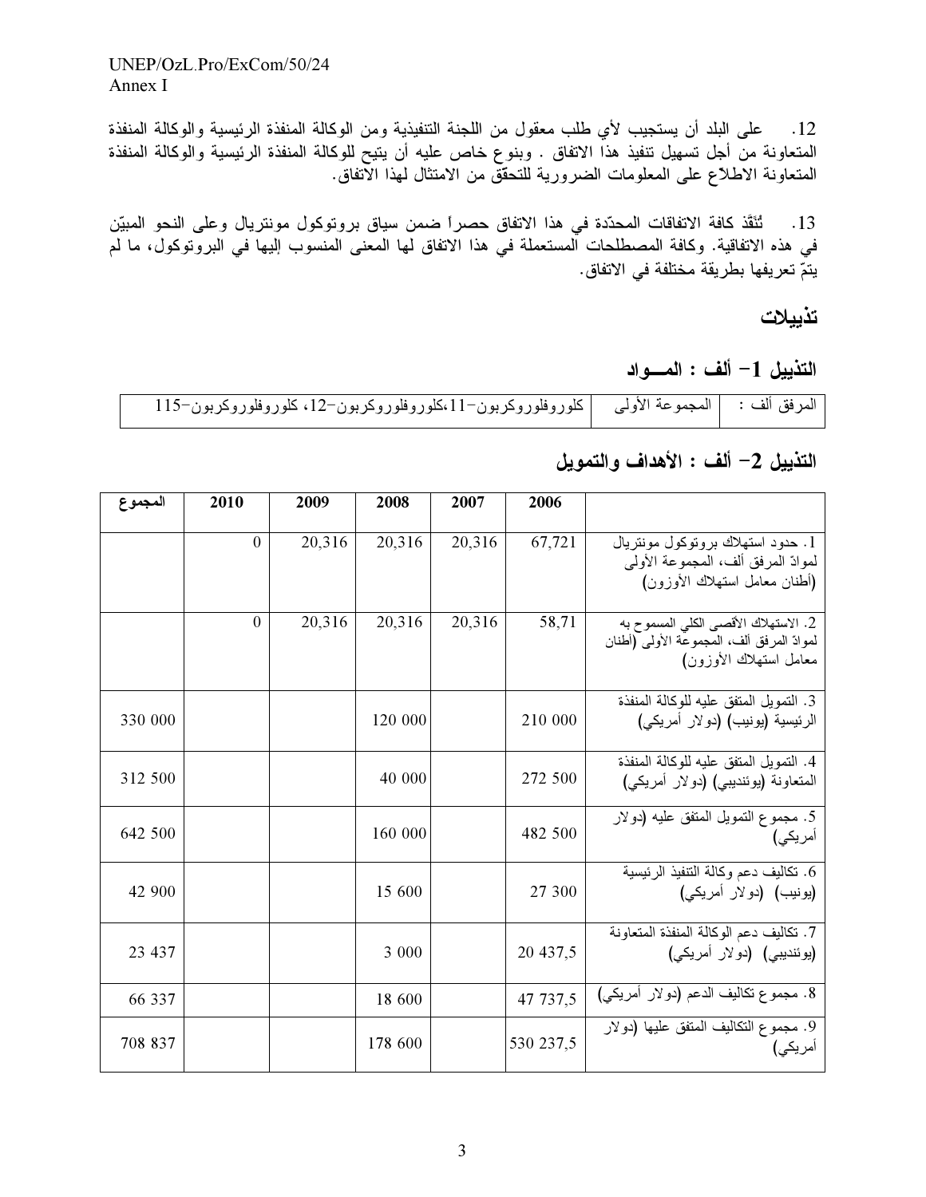12. على البلد أن يستجيب لأي طلب معقول من اللجنة التنفيذية ومن الوكالة المنفذة الرئيسية والوكالة المنفذة المتعاونة من أجل تسهيل تنفيذ هذا الاتفاق . وبنوع خاص عليه أن يتيح للوكالة المنفذة الرئيسية والوكالة المنفذة المتعاونة الاطلاع على المعلومات الضرورية للتحقق من الامتثال لهذا الاتفاق.

13. تُنَفّذ كافة الاتفاقات المحدّدة في هذا الاتفاق حصراً ضمن سياق بروتوكول مونتريال وعلى النحو المبيّن في هذه الاتفاقية. وكافة المصطلحات المستعملة في هذا الاتفاق لها المعنى المنسوب إليها في البروتوكول، ما لم يتمّ تعريفها بطريقة مختلفة في الاتفاق.

## تذييلات

### التذييل 1- ألف : المــواد

| المرفق ألف : | المجموعة الأولى | كلوروفلوروكربون-11،كلوروفلوروكربون-12، كلوروفلوروكربون-115 |
|---|---|---|

### التذييل 2- ألف : الأهداف والتمويل

| | 2006 | 2007 | 2008 | 2009 | 2010 | المجموع |
|---|---|---|---|---|---|---|
| 1. حدود استهلاك بروتوكول مونتريال لموادّ المرفق ألف، المجموعة الأولى (أطنان معامل استهلاك الأوزون) | 67,721 | 20,316 | 20,316 | 20,316 | 0 | |
| 2. الاستهلاك الأقصى الكلي المسموح به لمواد المرفق ألف، المجموعة الأولى (أطنان معامل استهلاك الأوزون) | 58,71 | 20,316 | 20,316 | 20,316 | 0 | |
| 3. التمويل المتفق عليه للوكالة المنفذة الرئيسية (يونيب) (دولار أمريكي) | 210 000 | | 120 000 | | | 330 000 |
| 4. التمويل المتفق عليه للوكالة المنفذة المتعاونة (يوئنديبي) (دولار أمريكي) | 272 500 | | 40 000 | | | 312 500 |
| 5. مجموع التمويل المتفق عليه (دولار أمريكي) | 482 500 | | 160 000 | | | 642 500 |
| 6. تكاليف دعم وكالة التنفيذ الرئيسية (يونيب) (دولار أمريكي) | 27 300 | | 15 600 | | | 42 900 |
| 7. تكاليف دعم الوكالة المنفذة المتعاونة (يوئنديبي) (دولار أمريكي) | 20 437,5 | | 3 000 | | | 23 437 |
| 8. مجموع تكاليف الدعم (دولار أمريكي) | 47 737,5 | | 18 600 | | | 66 337 |
| 9. مجموع التكاليف المتفق عليها (دولار أمريكي) | 530 237,5 | | 178 600 | | | 708 837 |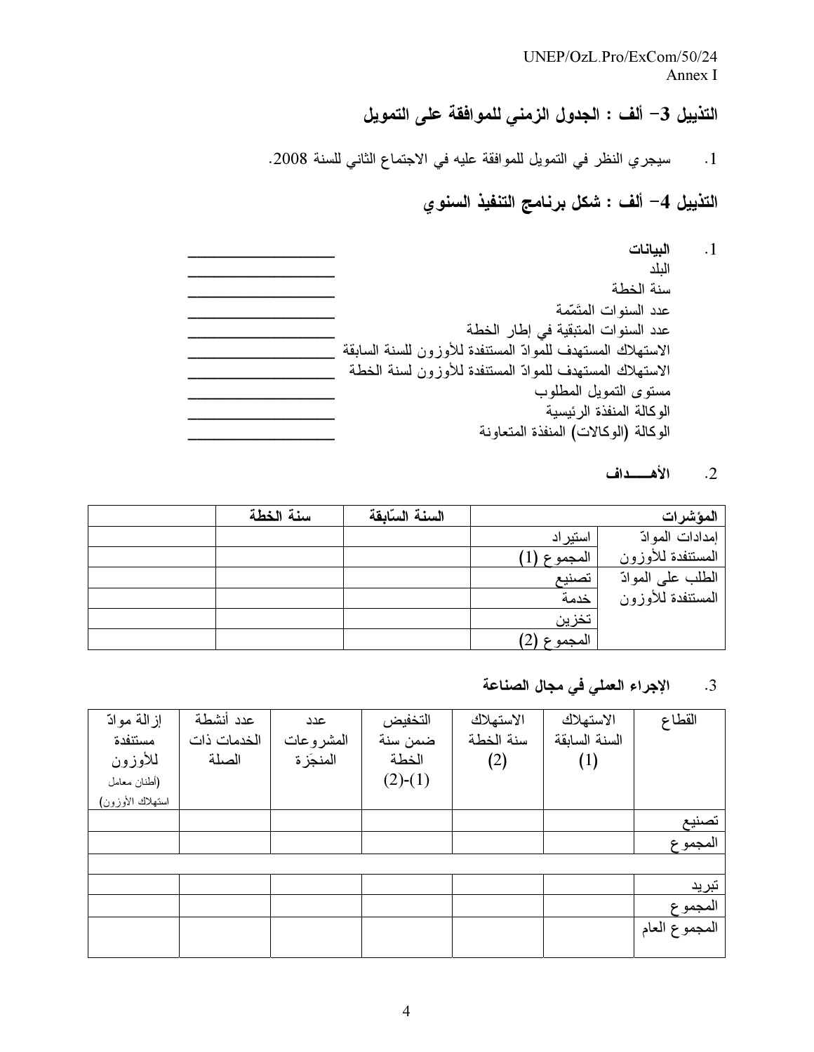## التذييل 3– ألف : الجدول الزمني للموافقة على التمويل

1. سيجري النظر في التمويل للموافقة عليه في الاجتماع الثاني للسنة 2008.

## التذييل 4– ألف : شكل برنامج التنفيذ السنوي

1. **البيانات**

| | |
|---|---|
| البلد | ____________________ |
| سنة الخطة | ____________________ |
| عدد السنوات المتمّمة | ____________________ |
| عدد السنوات المتبقية في إطار الخطة | ____________________ |
| الاستهلاك المستهدف للموادّ المستنفدة للأوزون للسنة السابقة | ____________________ |
| الاستهلاك المستهدف للموادّ المستنفدة للأوزون لسنة الخطة | ____________________ |
| مستوى التمويل المطلوب | ____________________ |
| الوكالة المنفذة الرئيسية | ____________________ |
| الوكالة (الوكالات) المنفذة المتعاونة | ____________________ |

2. **الأهـــــداف**

| المؤشرات | | السنة السّابقة | سنة الخطة | |
|---|---|---|---|---|
| إمدادات الموادّ المستنفدة للأوزون | استيراد | | | |
| | المجموع (1) | | | |
| الطلب على الموادّ المستنفدة للأوزون | تصنيع | | | |
| | خدمة | | | |
| | تخزين | | | |
| | المجموع (2) | | | |

3. **الإجراء العملي في مجال الصناعة**

| القطاع | الاستهلاك السنة السابقة (1) | الاستهلاك سنة الخطة (2) | التخفيض ضمن سنة الخطة (1)-(2) | عدد المشروعات المنجَزة | عدد أنشطة الخدمات ذات الصلة | إزالة موادّ مستنفدة للأوزون (أطنان معامل استهلاك الأوزون) |
|---|---|---|---|---|---|---|
| تصنيع | | | | | | |
| المجموع | | | | | | |
| | | | | | | |
| تبريد | | | | | | |
| المجموع | | | | | | |
| المجموع العام | | | | | | |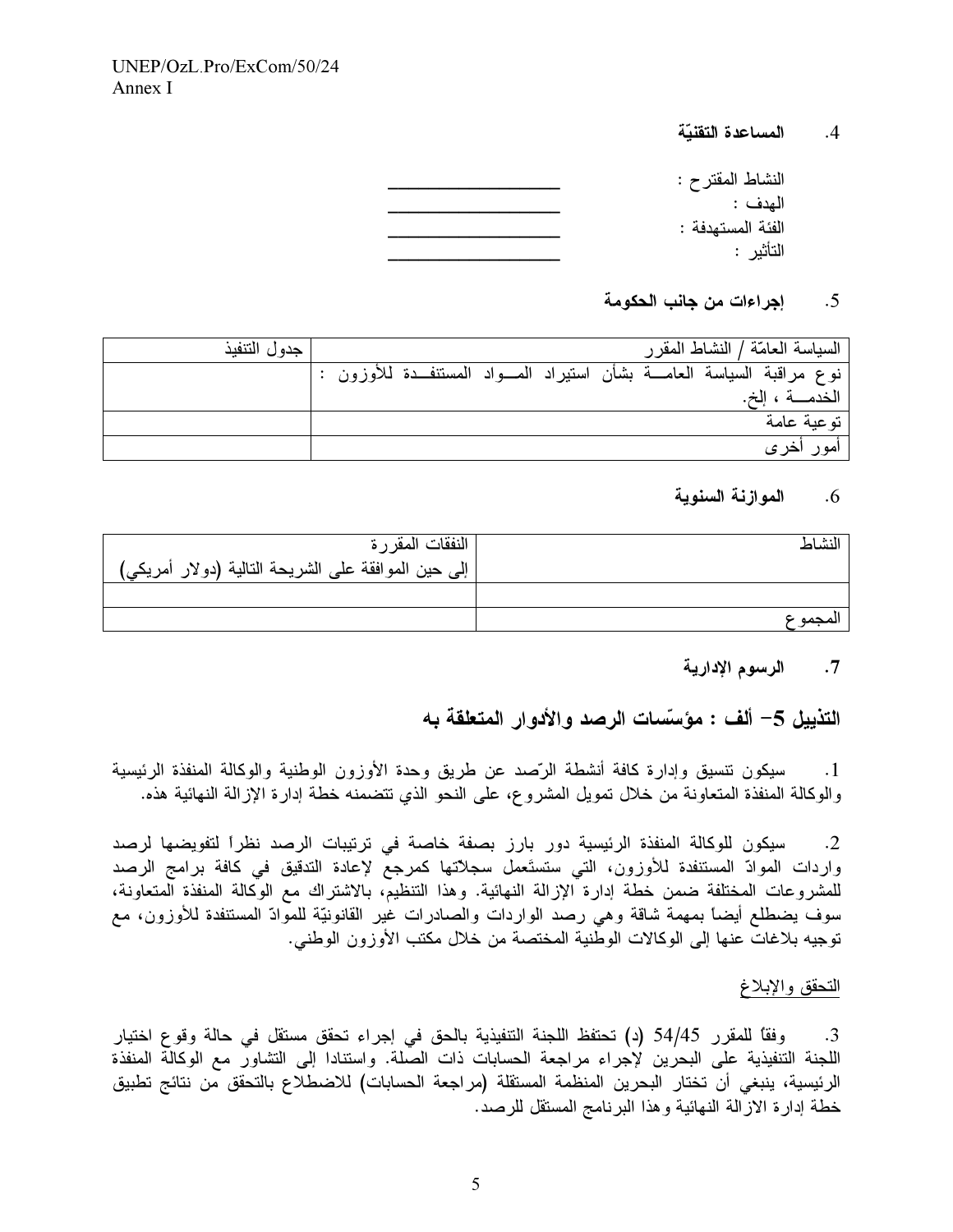4. **المساعدة التقنيّة**

النشاط المقترح : ____________________
الهدف : ____________________
الفئة المستهدفة : ____________________
التأثير : ____________________

5. **إجراءات من جانب الحكومة**

| السياسة العامّة / النشاط المقرر | جدول التنفيذ |
|---|---|
| نوع مراقبة السياسة العامـــة بشأن استيراد المـــواد المستنفـــدة للأوزون : الخدمـــة ، إلخ. | |
| توعية عامة | |
| أمور أخرى | |

6. **الموازنة السنوية**

| النشاط | النفقات المقررة إلى حين الموافقة على الشريحة التالية (دولار أمريكي) |
|---|---|
| | |
| المجموع | |

7. **الرسوم الإدارية**

## التذييل 5– ألف : مؤسّسات الرصد والأدوار المتعلقة به

1. سيكون تنسيق وإدارة كافة أنشطة الرّصد عن طريق وحدة الأوزون الوطنية والوكالة المنفذة الرئيسية والوكالة المنفذة المتعاونة من خلال تمويل المشروع، على النحو الذي تتضمنه خطة إدارة الإزالة النهائية هذه.

2. سيكون للوكالة المنفذة الرئيسية دور بارز بصفة خاصة في ترتيبات الرصد نظراً لتفويضها لرصد واردات الموادّ المستنفدة للأوزون، التي ستستَعمل سجلاتها كمرجع لإعادة التدقيق في كافة برامج الرصد للمشروعات المختلفة ضمن خطة إدارة الإزالة النهائية. وهذا التنظيم، بالاشتراك مع الوكالة المنفذة المتعاونة، سوف يضطلع أيضاً بمهمة شاقة وهي رصد الواردات والصادرات غير القانونيّة للموادّ المستنفدة للأوزون، مع توجيه بلاغات عنها إلى الوكالات الوطنية المختصة من خلال مكتب الأوزون الوطني.

<u>التحقق والإبلاغ</u>

3. وفقاً للمقرر 54/45 (د) تحتفظ اللجنة التنفيذية بالحق في إجراء تحقق مستقل في حالة وقوع اختيار اللجنة التنفيذية على البحرين لإجراء مراجعة الحسابات ذات الصلة. واستنادا إلى التشاور مع الوكالة المنفذة الرئيسية، ينبغي أن تختار البحرين المنظمة المستقلة (مراجعة الحسابات) للاضطلاع بالتحقق من نتائج تطبيق خطة إدارة الازالة النهائية وهذا البرنامج المستقل للرصد.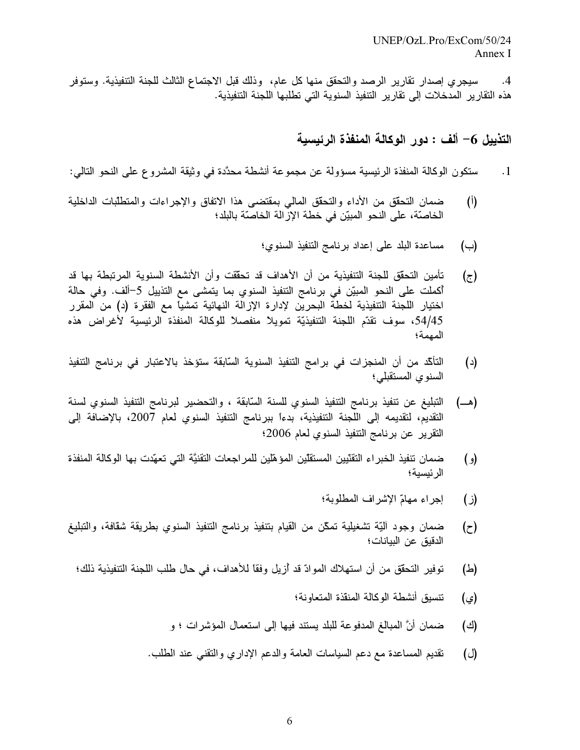4. سيجري إصدار تقارير الرصد والتحقق منها كل عام، وذلك قبل الاجتماع الثالث للجنة التنفيذية. وستوفر هذه التقارير المدخلات إلى تقارير التنفيذ السنوية التي تطلبها اللجنة التنفيذية.

## التذييل 6– ألف : دور الوكالة المنفذة الرئيسية

1. ستكون الوكالة المنفذة الرئيسية مسؤولة عن مجموعة أنشطة محدّدة في وثيقة المشروع على النحو التالي:

(أ) ضمان التحقّق من الأداء والتحقق المالي بمقتضى هذا الاتفاق والإجراءات والمتطلّبات الداخلية الخاصّة، على النحو المبيّن في خطة الإزالة الخاصّة بالبلد؛

(ب) مساعدة البلد على إعداد برنامج التنفيذ السنوي؛

(ج) تأمين التحقّق للجنة التنفيذية من أن الأهداف قد تحققت وأن الأنشطة السنوية المرتبطة بها قد أكملت على النحو المبيّن في برنامج التنفيذ السنوي بما يتمشى مع التذييل 5–ألف. وفي حالة اختيار اللجنة التنفيذية لخطة البحرين لإدارة الإزالة النهائية تمشياً مع الفقرة (د) من المقرر 54/45، سوف تقدّم اللجنة التنفيذيّة تمويلاً منفصلاً للوكالة المنفذة الرئيسية لأغراض هذه المهمة؛

(د) التأكّد من أن المنجزات في برامج التنفيذ السنوية السّابقة ستؤخذ بالاعتبار في برنامج التنفيذ السنوي المستقبلي؛

(هـ) التبليغ عن تنفيذ برنامج التنفيذ السنوي للسنة السّابقة ، والتحضير لبرنامج التنفيذ السنوي لسنة التقديم، لتقديمه إلى اللجنة التنفيذية، بدءاً ببرنامج التنفيذ السنوي لعام 2007، بالإضافة إلى التقرير عن برنامج التنفيذ السنوي لعام 2006؛

(و) ضمان تنفيذ الخبراء التقنيين المستقلين المؤهّلين للمراجعات التقنيّة التي تعهّدت بها الوكالة المنفذة الرئيسية؛

(ز) إجراء مهامّ الإشراف المطلوبة؛

(ح) ضمان وجود آليّة تشغيلية تمكّن من القيام بتنفيذ برنامج التنفيذ السنوي بطريقة شفافة، والتبليغ الدقيق عن البيانات؛

(ط) توفير التحقّق من أن استهلاك الموادّ قد أزيل وفقاً للأهداف، في حال طلب اللجنة التنفيذية ذلك؛

(ي) تنسيق أنشطة الوكالة المنفّذة المتعاونة؛

(ك) ضمان أنّ المبالغ المدفوعة للبلد يستند فيها إلى استعمال المؤشرات ؛ و

(ل) تقديم المساعدة مع دعم السياسات العامة والدعم الإداري والتقني عند الطلب.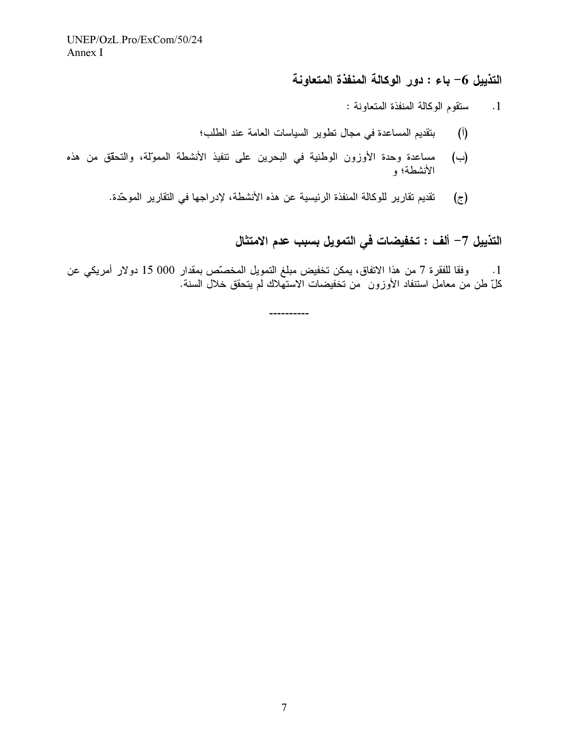## التذييل 6- باء : دور الوكالة المنفذة المتعاونة

1. ستقوم الوكالة المنفذة المتعاونة :

(أ) بتقديم المساعدة في مجال تطوير السياسات العامة عند الطلب؛

(ب) مساعدة وحدة الأوزون الوطنية في البحرين على تنفيذ الأنشطة المموّلة، والتحقّق من هذه الأنشطة؛ و

(ج) تقديم تقارير للوكالة المنفذة الرئيسية عن هذه الأنشطة، لإدراجها في التقارير الموحّدة.

## التذييل 7- ألف : تخفيضات في التمويل بسبب عدم الامتثال

1. وفقا للفقرة 7 من هذا الاتفاق، يمكن تخفيض مبلغ التمويل المخصّص بمقدار 000 15 دولار أمريكي عن كلّ طن من معامل استنفاد الأوزون من تخفيضات الاستهلاك لم يتحقق خلال السنة.

----------